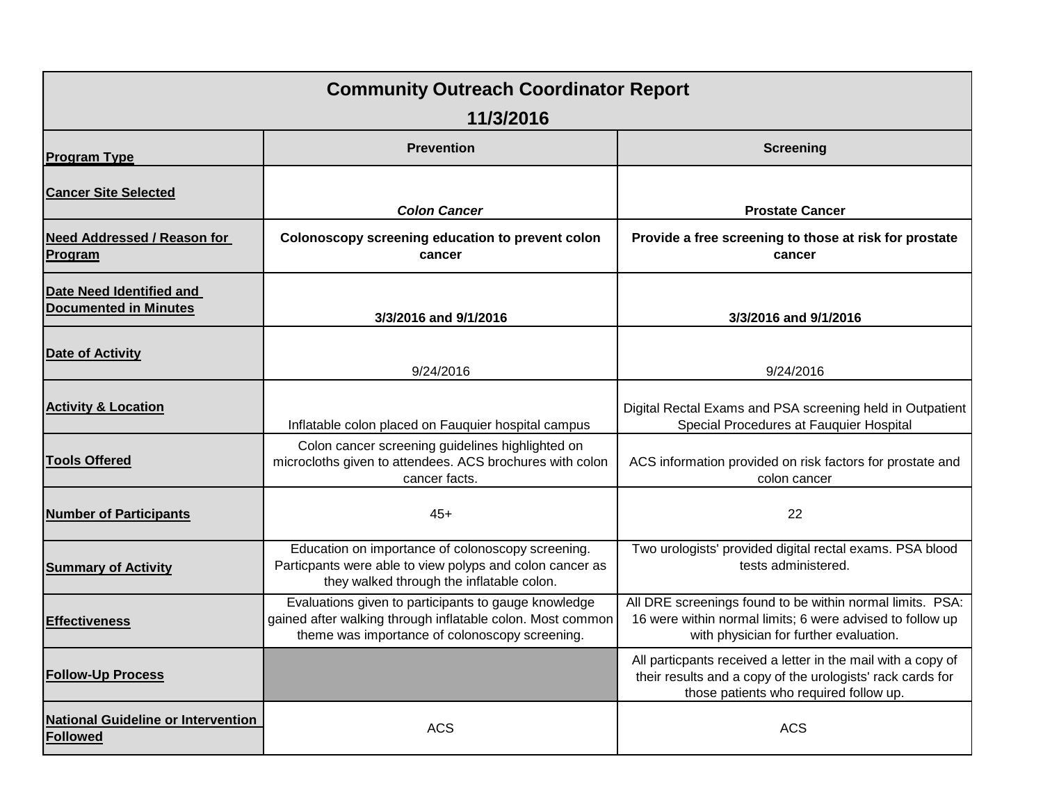# Community Outreach Coordinator Report

## 11/3/2016

| **Program Type** | **Prevention** | **Screening** |
|---|---|---|
| **Cancer Site Selected** | ***Colon Cancer*** | **Prostate Cancer** |
| **Need Addressed / Reason for Program** | **Colonoscopy screening education to prevent colon cancer** | **Provide a free screening to those at risk for prostate cancer** |
| **Date Need Identified and Documented in Minutes** | **3/3/2016 and 9/1/2016** | **3/3/2016 and 9/1/2016** |
| **Date of Activity** | 9/24/2016 | 9/24/2016 |
| **Activity & Location** | Inflatable colon placed on Fauquier hospital campus | Digital Rectal Exams and PSA screening held in Outpatient Special Procedures at Fauquier Hospital |
| **Tools Offered** | Colon cancer screening guidelines highlighted on microcloths given to attendees. ACS brochures with colon cancer facts. | ACS information provided on risk factors for prostate and colon cancer |
| **Number of Participants** | 45+ | 22 |
| **Summary of Activity** | Education on importance of colonoscopy screening. Particpants were able to view polyps and colon cancer as they walked through the inflatable colon. | Two urologists' provided digital rectal exams. PSA blood tests administered. |
| **Effectiveness** | Evaluations given to participants to gauge knowledge gained after walking through inflatable colon. Most common theme was importance of colonoscopy screening. | All DRE screenings found to be within normal limits. PSA: 16 were within normal limits; 6 were advised to follow up with physician for further evaluation. |
| **Follow-Up Process** | | All particpants received a letter in the mail with a copy of their results and a copy of the urologists' rack cards for those patients who required follow up. |
| **National Guideline or Intervention Followed** | ACS | ACS |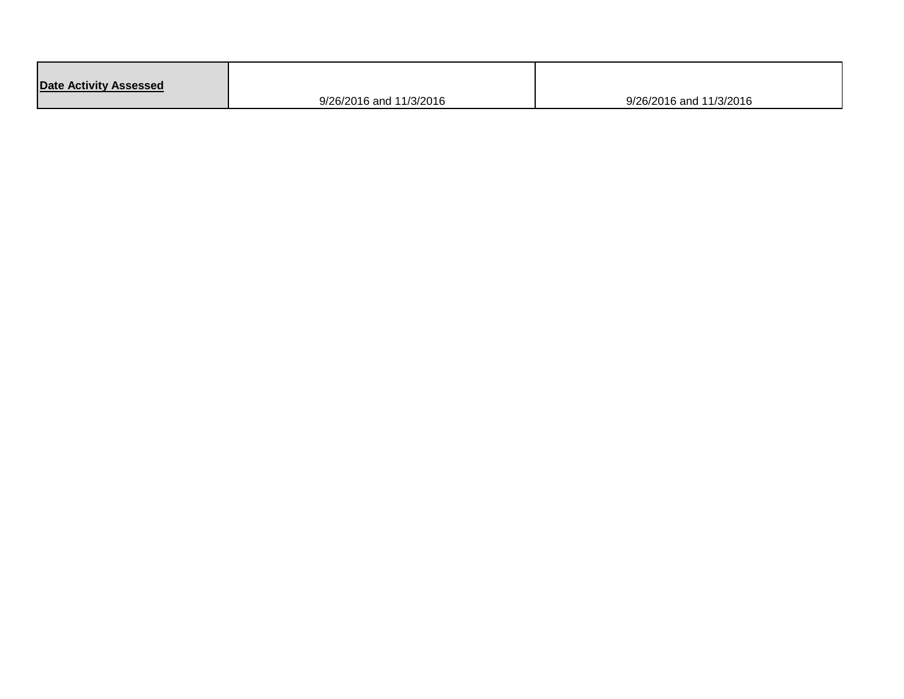| | | |
|---|---|---|
| **Date Activity Assessed** | 9/26/2016 and 11/3/2016 | 9/26/2016 and 11/3/2016 |